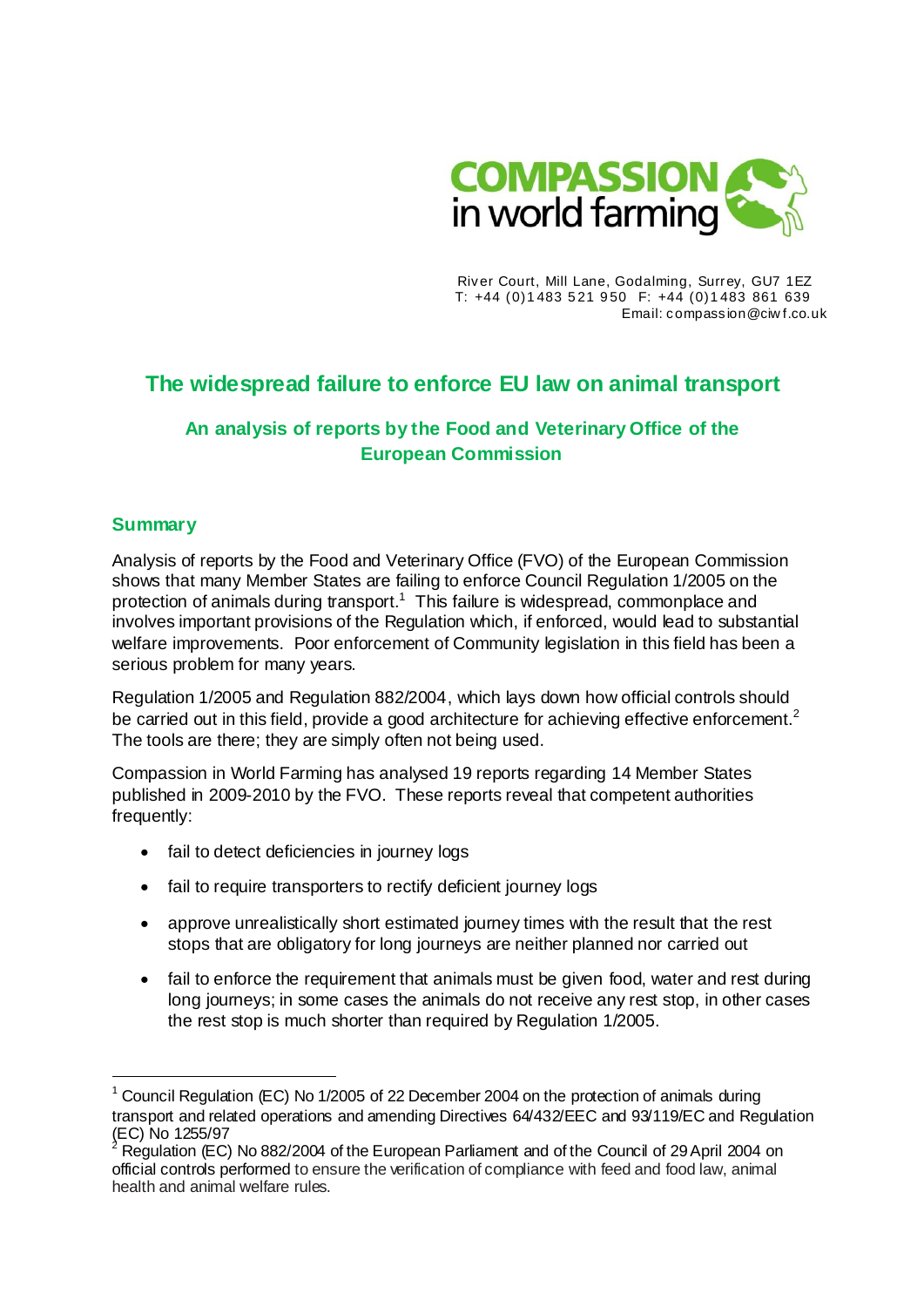COMPASSION in world farming

River Court, Mill Lane, Godalming, Surrey, GU7 1EZ
T: +44 (0)1483 521 950 F: +44 (0)1483 861 639
Email: compassion@ciwf.co.uk

# The widespread failure to enforce EU law on animal transport

## An analysis of reports by the Food and Veterinary Office of the European Commission

### Summary

Analysis of reports by the Food and Veterinary Office (FVO) of the European Commission shows that many Member States are failing to enforce Council Regulation 1/2005 on the protection of animals during transport.[1] This failure is widespread, commonplace and involves important provisions of the Regulation which, if enforced, would lead to substantial welfare improvements. Poor enforcement of Community legislation in this field has been a serious problem for many years.

Regulation 1/2005 and Regulation 882/2004, which lays down how official controls should be carried out in this field, provide a good architecture for achieving effective enforcement.[2] The tools are there; they are simply often not being used.

Compassion in World Farming has analysed 19 reports regarding 14 Member States published in 2009-2010 by the FVO. These reports reveal that competent authorities frequently:

- fail to detect deficiencies in journey logs
- fail to require transporters to rectify deficient journey logs
- approve unrealistically short estimated journey times with the result that the rest stops that are obligatory for long journeys are neither planned nor carried out
- fail to enforce the requirement that animals must be given food, water and rest during long journeys; in some cases the animals do not receive any rest stop, in other cases the rest stop is much shorter than required by Regulation 1/2005.

---

[1] Council Regulation (EC) No 1/2005 of 22 December 2004 on the protection of animals during transport and related operations and amending Directives 64/432/EEC and 93/119/EC and Regulation (EC) No 1255/97

[2] Regulation (EC) No 882/2004 of the European Parliament and of the Council of 29 April 2004 on official controls performed to ensure the verification of compliance with feed and food law, animal health and animal welfare rules.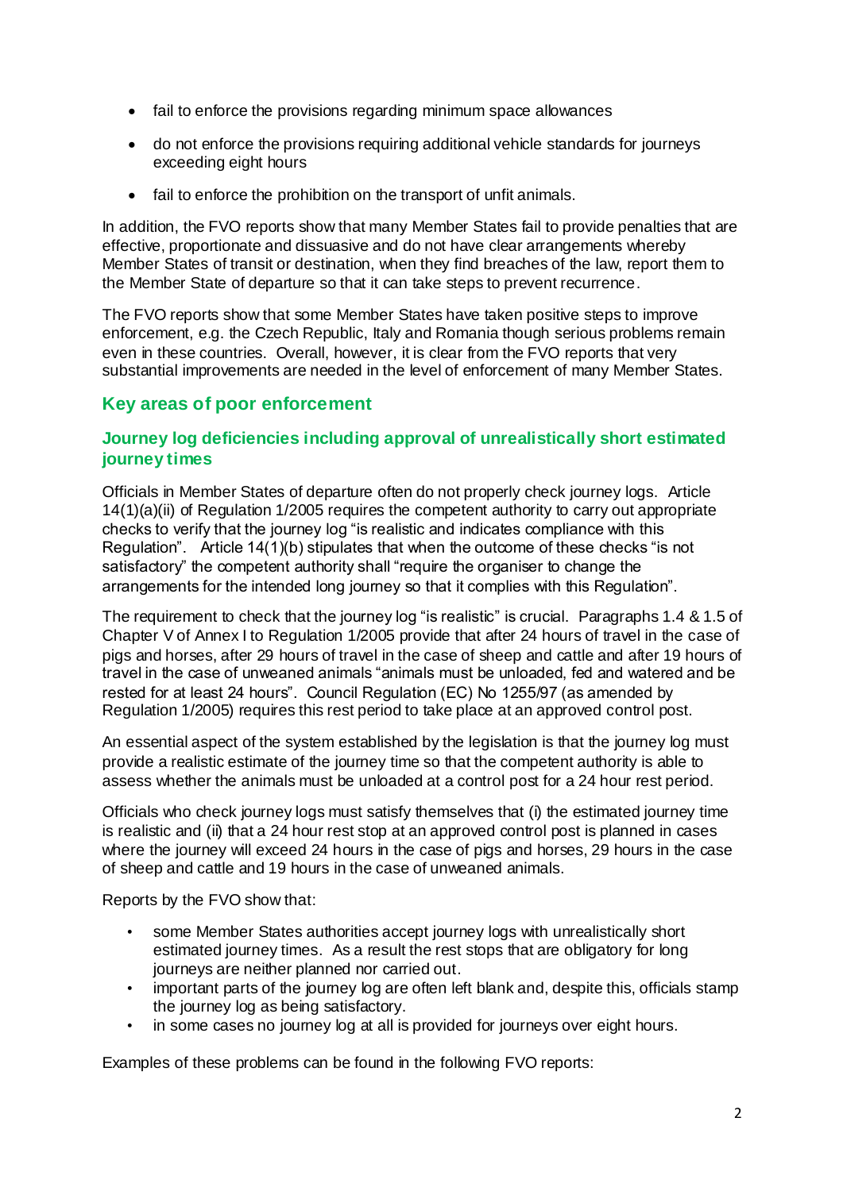- fail to enforce the provisions regarding minimum space allowances
- do not enforce the provisions requiring additional vehicle standards for journeys exceeding eight hours
- fail to enforce the prohibition on the transport of unfit animals.

In addition, the FVO reports show that many Member States fail to provide penalties that are effective, proportionate and dissuasive and do not have clear arrangements whereby Member States of transit or destination, when they find breaches of the law, report them to the Member State of departure so that it can take steps to prevent recurrence.

The FVO reports show that some Member States have taken positive steps to improve enforcement, e.g. the Czech Republic, Italy and Romania though serious problems remain even in these countries. Overall, however, it is clear from the FVO reports that very substantial improvements are needed in the level of enforcement of many Member States.

## Key areas of poor enforcement

### Journey log deficiencies including approval of unrealistically short estimated journey times

Officials in Member States of departure often do not properly check journey logs. Article 14(1)(a)(ii) of Regulation 1/2005 requires the competent authority to carry out appropriate checks to verify that the journey log "is realistic and indicates compliance with this Regulation". Article 14(1)(b) stipulates that when the outcome of these checks "is not satisfactory" the competent authority shall "require the organiser to change the arrangements for the intended long journey so that it complies with this Regulation".

The requirement to check that the journey log "is realistic" is crucial. Paragraphs 1.4 & 1.5 of Chapter V of Annex I to Regulation 1/2005 provide that after 24 hours of travel in the case of pigs and horses, after 29 hours of travel in the case of sheep and cattle and after 19 hours of travel in the case of unweaned animals "animals must be unloaded, fed and watered and be rested for at least 24 hours". Council Regulation (EC) No 1255/97 (as amended by Regulation 1/2005) requires this rest period to take place at an approved control post.

An essential aspect of the system established by the legislation is that the journey log must provide a realistic estimate of the journey time so that the competent authority is able to assess whether the animals must be unloaded at a control post for a 24 hour rest period.

Officials who check journey logs must satisfy themselves that (i) the estimated journey time is realistic and (ii) that a 24 hour rest stop at an approved control post is planned in cases where the journey will exceed 24 hours in the case of pigs and horses, 29 hours in the case of sheep and cattle and 19 hours in the case of unweaned animals.

Reports by the FVO show that:

- some Member States authorities accept journey logs with unrealistically short estimated journey times. As a result the rest stops that are obligatory for long journeys are neither planned nor carried out.
- important parts of the journey log are often left blank and, despite this, officials stamp the journey log as being satisfactory.
- in some cases no journey log at all is provided for journeys over eight hours.

Examples of these problems can be found in the following FVO reports: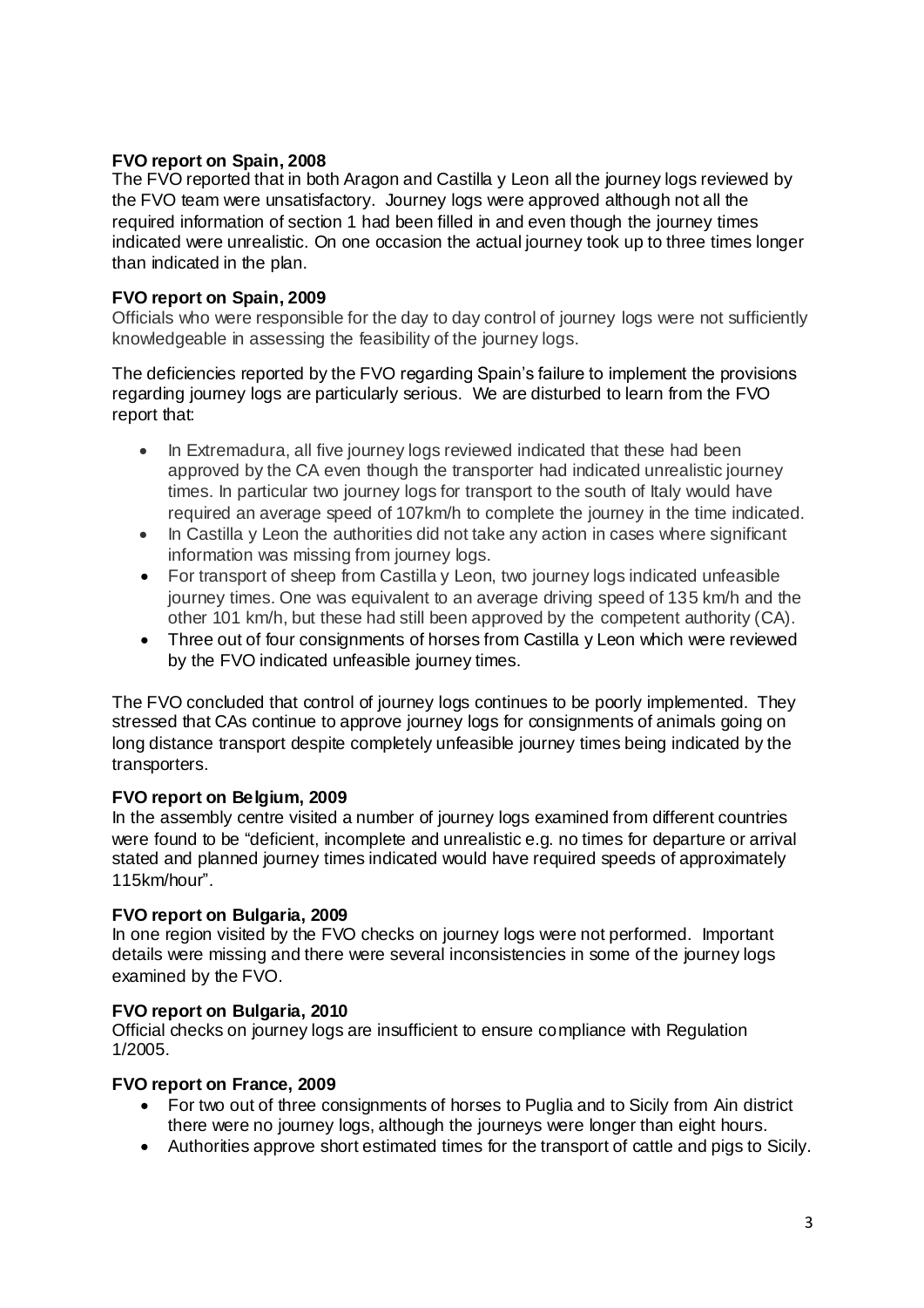**FVO report on Spain, 2008**

The FVO reported that in both Aragon and Castilla y Leon all the journey logs reviewed by the FVO team were unsatisfactory. Journey logs were approved although not all the required information of section 1 had been filled in and even though the journey times indicated were unrealistic. On one occasion the actual journey took up to three times longer than indicated in the plan.

**FVO report on Spain, 2009**

Officials who were responsible for the day to day control of journey logs were not sufficiently knowledgeable in assessing the feasibility of the journey logs.

The deficiencies reported by the FVO regarding Spain's failure to implement the provisions regarding journey logs are particularly serious. We are disturbed to learn from the FVO report that:

- In Extremadura, all five journey logs reviewed indicated that these had been approved by the CA even though the transporter had indicated unrealistic journey times. In particular two journey logs for transport to the south of Italy would have required an average speed of 107km/h to complete the journey in the time indicated.
- In Castilla y Leon the authorities did not take any action in cases where significant information was missing from journey logs.
- For transport of sheep from Castilla y Leon, two journey logs indicated unfeasible journey times. One was equivalent to an average driving speed of 135 km/h and the other 101 km/h, but these had still been approved by the competent authority (CA).
- Three out of four consignments of horses from Castilla y Leon which were reviewed by the FVO indicated unfeasible journey times.

The FVO concluded that control of journey logs continues to be poorly implemented. They stressed that CAs continue to approve journey logs for consignments of animals going on long distance transport despite completely unfeasible journey times being indicated by the transporters.

**FVO report on Belgium, 2009**

In the assembly centre visited a number of journey logs examined from different countries were found to be "deficient, incomplete and unrealistic e.g. no times for departure or arrival stated and planned journey times indicated would have required speeds of approximately 115km/hour".

**FVO report on Bulgaria, 2009**

In one region visited by the FVO checks on journey logs were not performed. Important details were missing and there were several inconsistencies in some of the journey logs examined by the FVO.

**FVO report on Bulgaria, 2010**

Official checks on journey logs are insufficient to ensure compliance with Regulation 1/2005.

**FVO report on France, 2009**

- For two out of three consignments of horses to Puglia and to Sicily from Ain district there were no journey logs, although the journeys were longer than eight hours.
- Authorities approve short estimated times for the transport of cattle and pigs to Sicily.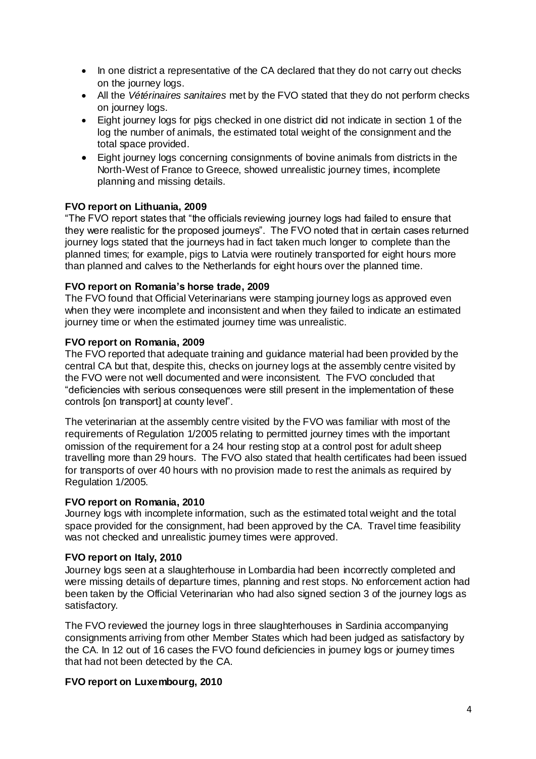- In one district a representative of the CA declared that they do not carry out checks on the journey logs.
- All the *Vétérinaires sanitaires* met by the FVO stated that they do not perform checks on journey logs.
- Eight journey logs for pigs checked in one district did not indicate in section 1 of the log the number of animals, the estimated total weight of the consignment and the total space provided.
- Eight journey logs concerning consignments of bovine animals from districts in the North-West of France to Greece, showed unrealistic journey times, incomplete planning and missing details.

**FVO report on Lithuania, 2009**

"The FVO report states that "the officials reviewing journey logs had failed to ensure that they were realistic for the proposed journeys". The FVO noted that in certain cases returned journey logs stated that the journeys had in fact taken much longer to complete than the planned times; for example, pigs to Latvia were routinely transported for eight hours more than planned and calves to the Netherlands for eight hours over the planned time.

**FVO report on Romania's horse trade, 2009**

The FVO found that Official Veterinarians were stamping journey logs as approved even when they were incomplete and inconsistent and when they failed to indicate an estimated journey time or when the estimated journey time was unrealistic.

**FVO report on Romania, 2009**

The FVO reported that adequate training and guidance material had been provided by the central CA but that, despite this, checks on journey logs at the assembly centre visited by the FVO were not well documented and were inconsistent. The FVO concluded that "deficiencies with serious consequences were still present in the implementation of these controls [on transport] at county level".

The veterinarian at the assembly centre visited by the FVO was familiar with most of the requirements of Regulation 1/2005 relating to permitted journey times with the important omission of the requirement for a 24 hour resting stop at a control post for adult sheep travelling more than 29 hours. The FVO also stated that health certificates had been issued for transports of over 40 hours with no provision made to rest the animals as required by Regulation 1/2005.

**FVO report on Romania, 2010**

Journey logs with incomplete information, such as the estimated total weight and the total space provided for the consignment, had been approved by the CA. Travel time feasibility was not checked and unrealistic journey times were approved.

**FVO report on Italy, 2010**

Journey logs seen at a slaughterhouse in Lombardia had been incorrectly completed and were missing details of departure times, planning and rest stops. No enforcement action had been taken by the Official Veterinarian who had also signed section 3 of the journey logs as satisfactory.

The FVO reviewed the journey logs in three slaughterhouses in Sardinia accompanying consignments arriving from other Member States which had been judged as satisfactory by the CA. In 12 out of 16 cases the FVO found deficiencies in journey logs or journey times that had not been detected by the CA.

**FVO report on Luxembourg, 2010**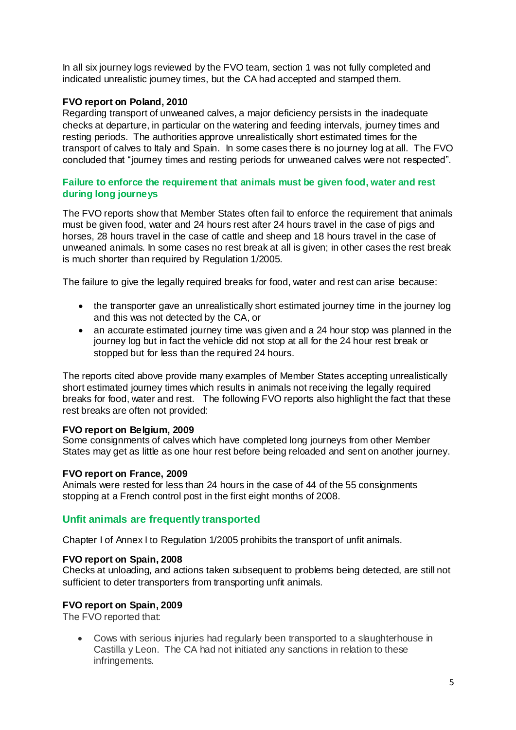In all six journey logs reviewed by the FVO team, section 1 was not fully completed and indicated unrealistic journey times, but the CA had accepted and stamped them.

**FVO report on Poland, 2010**
Regarding transport of unweaned calves, a major deficiency persists in the inadequate checks at departure, in particular on the watering and feeding intervals, journey times and resting periods. The authorities approve unrealistically short estimated times for the transport of calves to Italy and Spain. In some cases there is no journey log at all. The FVO concluded that "journey times and resting periods for unweaned calves were not respected".

### Failure to enforce the requirement that animals must be given food, water and rest during long journeys

The FVO reports show that Member States often fail to enforce the requirement that animals must be given food, water and 24 hours rest after 24 hours travel in the case of pigs and horses, 28 hours travel in the case of cattle and sheep and 18 hours travel in the case of unweaned animals. In some cases no rest break at all is given; in other cases the rest break is much shorter than required by Regulation 1/2005.

The failure to give the legally required breaks for food, water and rest can arise because:

- the transporter gave an unrealistically short estimated journey time in the journey log and this was not detected by the CA, or
- an accurate estimated journey time was given and a 24 hour stop was planned in the journey log but in fact the vehicle did not stop at all for the 24 hour rest break or stopped but for less than the required 24 hours.

The reports cited above provide many examples of Member States accepting unrealistically short estimated journey times which results in animals not receiving the legally required breaks for food, water and rest. The following FVO reports also highlight the fact that these rest breaks are often not provided:

**FVO report on Belgium, 2009**
Some consignments of calves which have completed long journeys from other Member States may get as little as one hour rest before being reloaded and sent on another journey.

**FVO report on France, 2009**
Animals were rested for less than 24 hours in the case of 44 of the 55 consignments stopping at a French control post in the first eight months of 2008.

### Unfit animals are frequently transported

Chapter I of Annex I to Regulation 1/2005 prohibits the transport of unfit animals.

**FVO report on Spain, 2008**
Checks at unloading, and actions taken subsequent to problems being detected, are still not sufficient to deter transporters from transporting unfit animals.

**FVO report on Spain, 2009**
The FVO reported that:

- Cows with serious injuries had regularly been transported to a slaughterhouse in Castilla y Leon. The CA had not initiated any sanctions in relation to these infringements.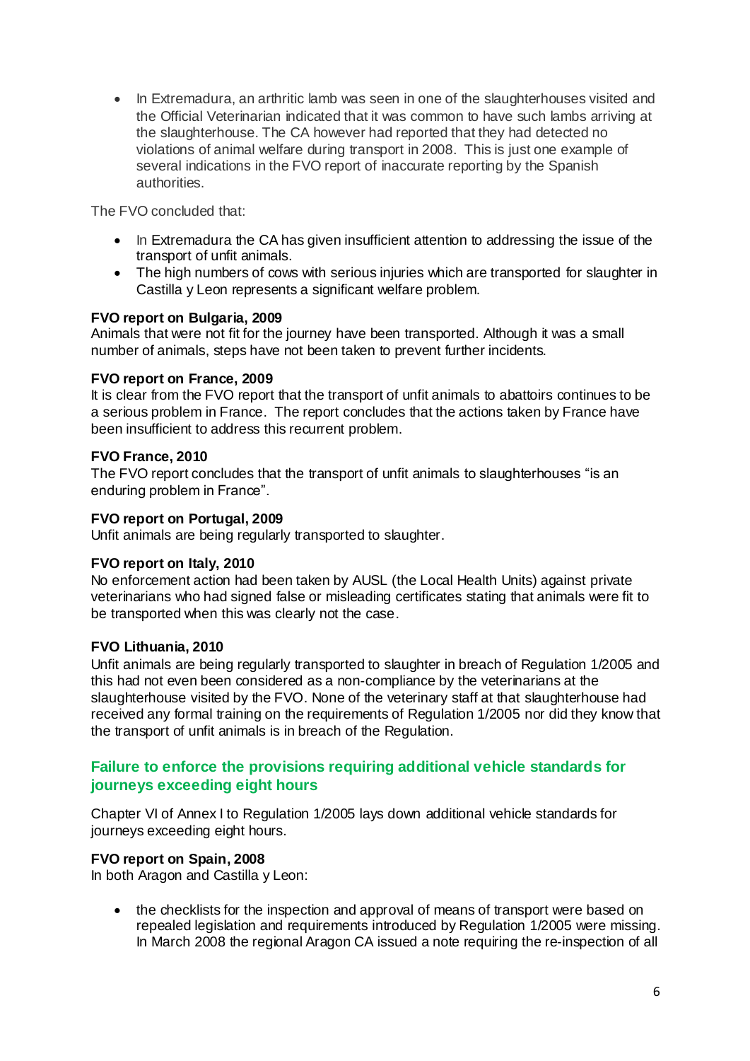- In Extremadura, an arthritic lamb was seen in one of the slaughterhouses visited and the Official Veterinarian indicated that it was common to have such lambs arriving at the slaughterhouse. The CA however had reported that they had detected no violations of animal welfare during transport in 2008. This is just one example of several indications in the FVO report of inaccurate reporting by the Spanish authorities.

The FVO concluded that:

- In Extremadura the CA has given insufficient attention to addressing the issue of the transport of unfit animals.
- The high numbers of cows with serious injuries which are transported for slaughter in Castilla y Leon represents a significant welfare problem.

**FVO report on Bulgaria, 2009**
Animals that were not fit for the journey have been transported. Although it was a small number of animals, steps have not been taken to prevent further incidents.

**FVO report on France, 2009**
It is clear from the FVO report that the transport of unfit animals to abattoirs continues to be a serious problem in France. The report concludes that the actions taken by France have been insufficient to address this recurrent problem.

**FVO France, 2010**
The FVO report concludes that the transport of unfit animals to slaughterhouses "is an enduring problem in France".

**FVO report on Portugal, 2009**
Unfit animals are being regularly transported to slaughter.

**FVO report on Italy, 2010**
No enforcement action had been taken by AUSL (the Local Health Units) against private veterinarians who had signed false or misleading certificates stating that animals were fit to be transported when this was clearly not the case.

**FVO Lithuania, 2010**
Unfit animals are being regularly transported to slaughter in breach of Regulation 1/2005 and this had not even been considered as a non-compliance by the veterinarians at the slaughterhouse visited by the FVO. None of the veterinary staff at that slaughterhouse had received any formal training on the requirements of Regulation 1/2005 nor did they know that the transport of unfit animals is in breach of the Regulation.

## Failure to enforce the provisions requiring additional vehicle standards for journeys exceeding eight hours

Chapter VI of Annex I to Regulation 1/2005 lays down additional vehicle standards for journeys exceeding eight hours.

**FVO report on Spain, 2008**
In both Aragon and Castilla y Leon:

- the checklists for the inspection and approval of means of transport were based on repealed legislation and requirements introduced by Regulation 1/2005 were missing. In March 2008 the regional Aragon CA issued a note requiring the re-inspection of all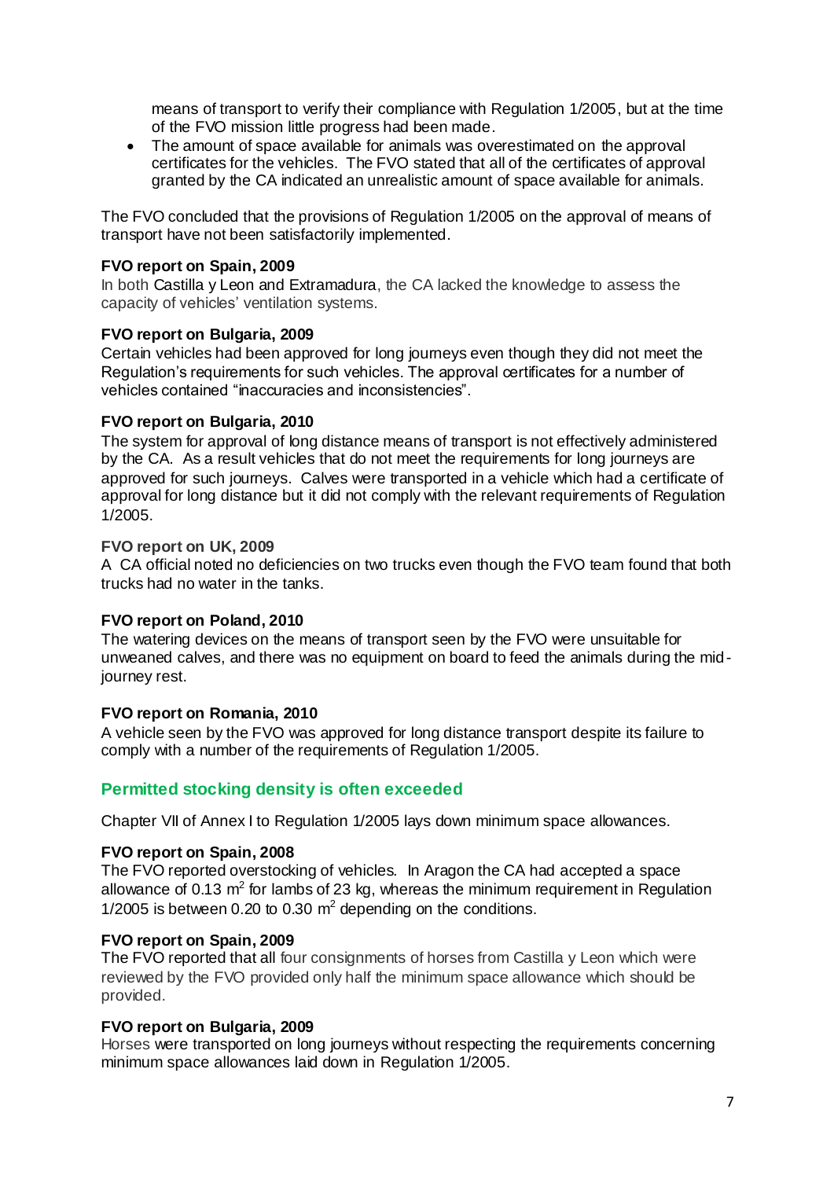means of transport to verify their compliance with Regulation 1/2005, but at the time of the FVO mission little progress had been made.

- The amount of space available for animals was overestimated on the approval certificates for the vehicles. The FVO stated that all of the certificates of approval granted by the CA indicated an unrealistic amount of space available for animals.

The FVO concluded that the provisions of Regulation 1/2005 on the approval of means of transport have not been satisfactorily implemented.

**FVO report on Spain, 2009**
In both Castilla y Leon and Extramadura, the CA lacked the knowledge to assess the capacity of vehicles' ventilation systems.

**FVO report on Bulgaria, 2009**
Certain vehicles had been approved for long journeys even though they did not meet the Regulation's requirements for such vehicles. The approval certificates for a number of vehicles contained "inaccuracies and inconsistencies".

**FVO report on Bulgaria, 2010**
The system for approval of long distance means of transport is not effectively administered by the CA. As a result vehicles that do not meet the requirements for long journeys are approved for such journeys. Calves were transported in a vehicle which had a certificate of approval for long distance but it did not comply with the relevant requirements of Regulation 1/2005.

**FVO report on UK, 2009**
A CA official noted no deficiencies on two trucks even though the FVO team found that both trucks had no water in the tanks.

**FVO report on Poland, 2010**
The watering devices on the means of transport seen by the FVO were unsuitable for unweaned calves, and there was no equipment on board to feed the animals during the mid-journey rest.

**FVO report on Romania, 2010**
A vehicle seen by the FVO was approved for long distance transport despite its failure to comply with a number of the requirements of Regulation 1/2005.

## Permitted stocking density is often exceeded

Chapter VII of Annex I to Regulation 1/2005 lays down minimum space allowances.

**FVO report on Spain, 2008**
The FVO reported overstocking of vehicles. In Aragon the CA had accepted a space allowance of 0.13 $m^2$ for lambs of 23 kg, whereas the minimum requirement in Regulation 1/2005 is between 0.20 to 0.30 $m^2$ depending on the conditions.

**FVO report on Spain, 2009**
The FVO reported that all four consignments of horses from Castilla y Leon which were reviewed by the FVO provided only half the minimum space allowance which should be provided.

**FVO report on Bulgaria, 2009**
Horses were transported on long journeys without respecting the requirements concerning minimum space allowances laid down in Regulation 1/2005.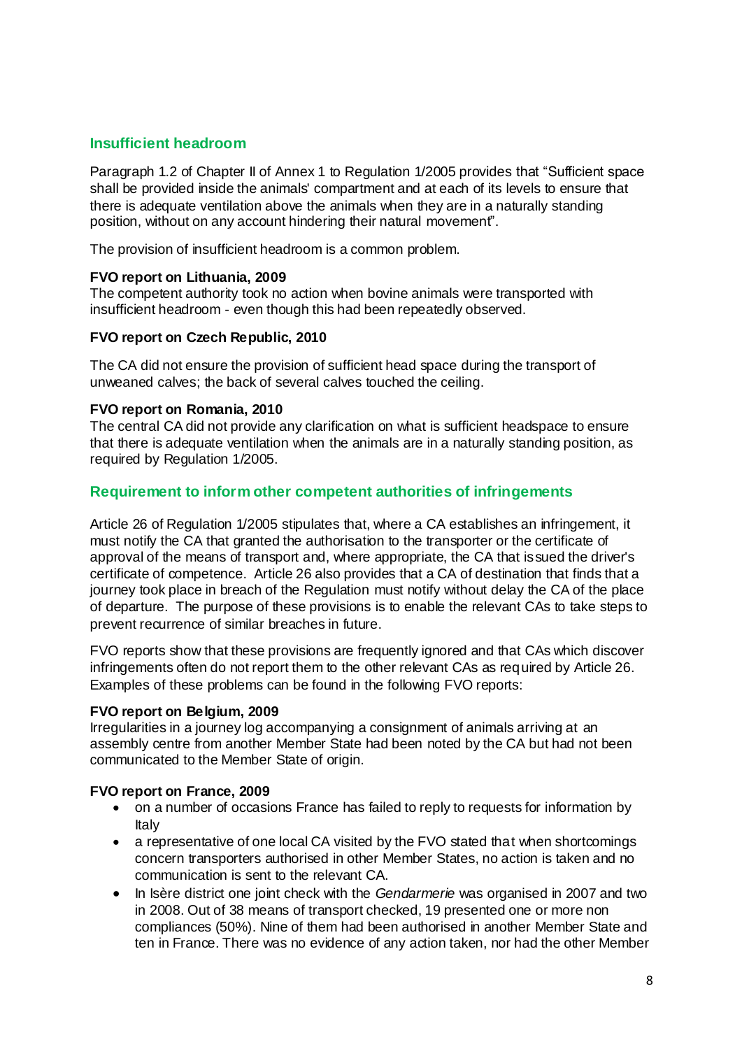## Insufficient headroom

Paragraph 1.2 of Chapter II of Annex 1 to Regulation 1/2005 provides that "Sufficient space shall be provided inside the animals' compartment and at each of its levels to ensure that there is adequate ventilation above the animals when they are in a naturally standing position, without on any account hindering their natural movement".

The provision of insufficient headroom is a common problem.

**FVO report on Lithuania, 2009**
The competent authority took no action when bovine animals were transported with insufficient headroom - even though this had been repeatedly observed.

**FVO report on Czech Republic, 2010**

The CA did not ensure the provision of sufficient head space during the transport of unweaned calves; the back of several calves touched the ceiling.

**FVO report on Romania, 2010**
The central CA did not provide any clarification on what is sufficient headspace to ensure that there is adequate ventilation when the animals are in a naturally standing position, as required by Regulation 1/2005.

## Requirement to inform other competent authorities of infringements

Article 26 of Regulation 1/2005 stipulates that, where a CA establishes an infringement, it must notify the CA that granted the authorisation to the transporter or the certificate of approval of the means of transport and, where appropriate, the CA that issued the driver's certificate of competence. Article 26 also provides that a CA of destination that finds that a journey took place in breach of the Regulation must notify without delay the CA of the place of departure. The purpose of these provisions is to enable the relevant CAs to take steps to prevent recurrence of similar breaches in future.

FVO reports show that these provisions are frequently ignored and that CAs which discover infringements often do not report them to the other relevant CAs as required by Article 26. Examples of these problems can be found in the following FVO reports:

**FVO report on Belgium, 2009**
Irregularities in a journey log accompanying a consignment of animals arriving at an assembly centre from another Member State had been noted by the CA but had not been communicated to the Member State of origin.

**FVO report on France, 2009**

- on a number of occasions France has failed to reply to requests for information by Italy
- a representative of one local CA visited by the FVO stated that when shortcomings concern transporters authorised in other Member States, no action is taken and no communication is sent to the relevant CA.
- In Isère district one joint check with the *Gendarmerie* was organised in 2007 and two in 2008. Out of 38 means of transport checked, 19 presented one or more non compliances (50%). Nine of them had been authorised in another Member State and ten in France. There was no evidence of any action taken, nor had the other Member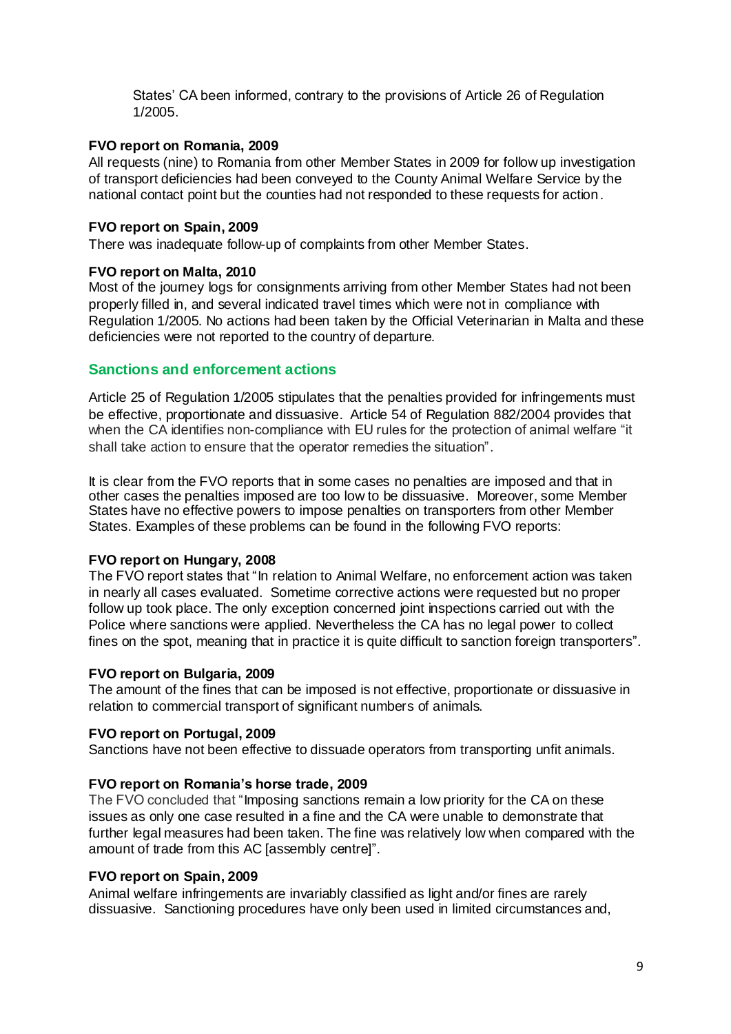States' CA been informed, contrary to the provisions of Article 26 of Regulation 1/2005.

**FVO report on Romania, 2009**

All requests (nine) to Romania from other Member States in 2009 for follow up investigation of transport deficiencies had been conveyed to the County Animal Welfare Service by the national contact point but the counties had not responded to these requests for action.

**FVO report on Spain, 2009**

There was inadequate follow-up of complaints from other Member States.

**FVO report on Malta, 2010**

Most of the journey logs for consignments arriving from other Member States had not been properly filled in, and several indicated travel times which were not in compliance with Regulation 1/2005. No actions had been taken by the Official Veterinarian in Malta and these deficiencies were not reported to the country of departure.

## Sanctions and enforcement actions

Article 25 of Regulation 1/2005 stipulates that the penalties provided for infringements must be effective, proportionate and dissuasive. Article 54 of Regulation 882/2004 provides that when the CA identifies non-compliance with EU rules for the protection of animal welfare "it shall take action to ensure that the operator remedies the situation".

It is clear from the FVO reports that in some cases no penalties are imposed and that in other cases the penalties imposed are too low to be dissuasive. Moreover, some Member States have no effective powers to impose penalties on transporters from other Member States. Examples of these problems can be found in the following FVO reports:

**FVO report on Hungary, 2008**

The FVO report states that "In relation to Animal Welfare, no enforcement action was taken in nearly all cases evaluated. Sometime corrective actions were requested but no proper follow up took place. The only exception concerned joint inspections carried out with the Police where sanctions were applied. Nevertheless the CA has no legal power to collect fines on the spot, meaning that in practice it is quite difficult to sanction foreign transporters".

**FVO report on Bulgaria, 2009**

The amount of the fines that can be imposed is not effective, proportionate or dissuasive in relation to commercial transport of significant numbers of animals.

**FVO report on Portugal, 2009**

Sanctions have not been effective to dissuade operators from transporting unfit animals.

**FVO report on Romania's horse trade, 2009**

The FVO concluded that "Imposing sanctions remain a low priority for the CA on these issues as only one case resulted in a fine and the CA were unable to demonstrate that further legal measures had been taken. The fine was relatively low when compared with the amount of trade from this AC [assembly centre]".

**FVO report on Spain, 2009**

Animal welfare infringements are invariably classified as light and/or fines are rarely dissuasive. Sanctioning procedures have only been used in limited circumstances and,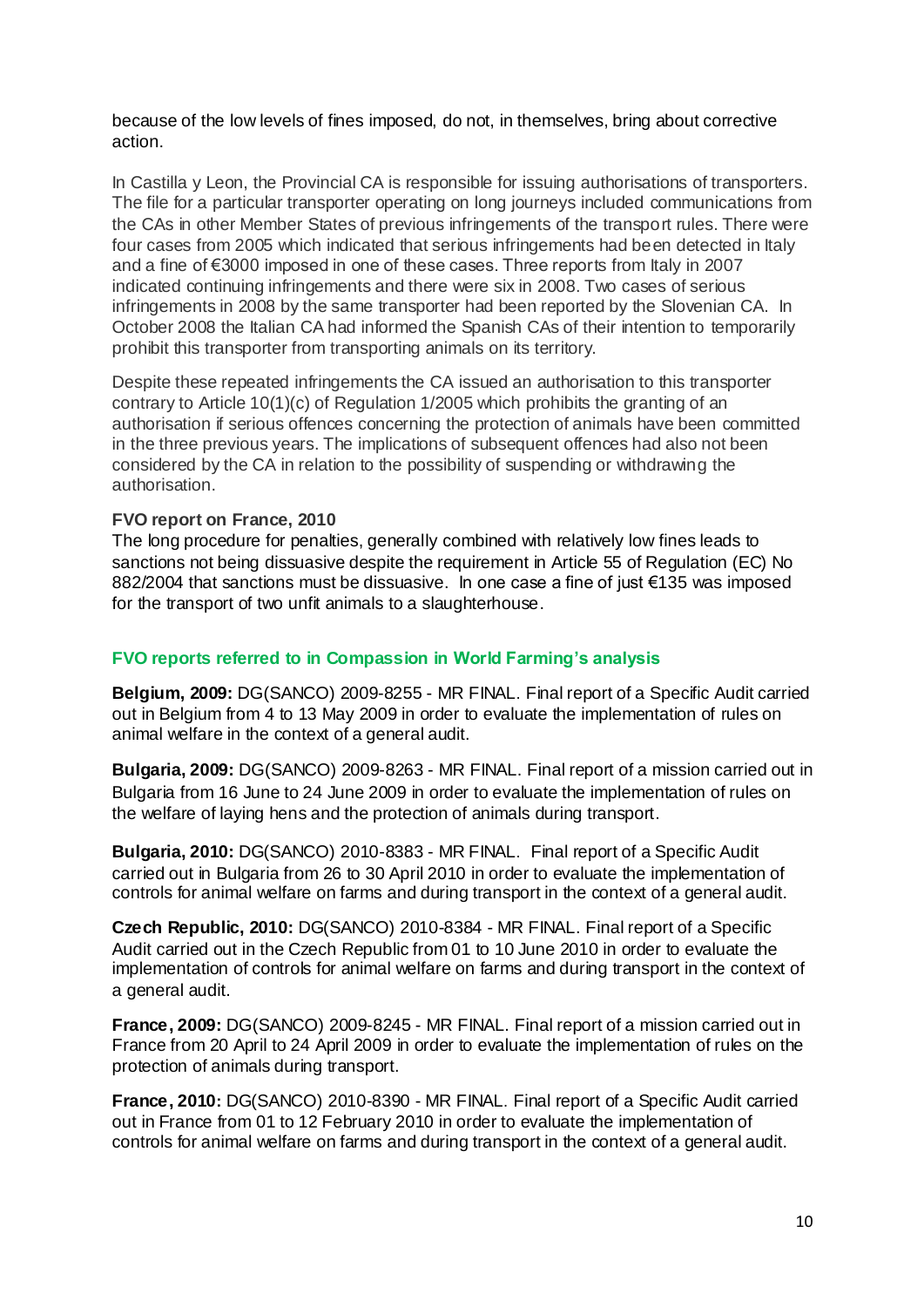because of the low levels of fines imposed, do not, in themselves, bring about corrective action.

In Castilla y Leon, the Provincial CA is responsible for issuing authorisations of transporters. The file for a particular transporter operating on long journeys included communications from the CAs in other Member States of previous infringements of the transport rules. There were four cases from 2005 which indicated that serious infringements had been detected in Italy and a fine of €3000 imposed in one of these cases. Three reports from Italy in 2007 indicated continuing infringements and there were six in 2008. Two cases of serious infringements in 2008 by the same transporter had been reported by the Slovenian CA. In October 2008 the Italian CA had informed the Spanish CAs of their intention to temporarily prohibit this transporter from transporting animals on its territory.

Despite these repeated infringements the CA issued an authorisation to this transporter contrary to Article 10(1)(c) of Regulation 1/2005 which prohibits the granting of an authorisation if serious offences concerning the protection of animals have been committed in the three previous years. The implications of subsequent offences had also not been considered by the CA in relation to the possibility of suspending or withdrawing the authorisation.

**FVO report on France, 2010**

The long procedure for penalties, generally combined with relatively low fines leads to sanctions not being dissuasive despite the requirement in Article 55 of Regulation (EC) No 882/2004 that sanctions must be dissuasive. In one case a fine of just €135 was imposed for the transport of two unfit animals to a slaughterhouse.

### FVO reports referred to in Compassion in World Farming's analysis

**Belgium, 2009:** DG(SANCO) 2009-8255 - MR FINAL. Final report of a Specific Audit carried out in Belgium from 4 to 13 May 2009 in order to evaluate the implementation of rules on animal welfare in the context of a general audit.

**Bulgaria, 2009:** DG(SANCO) 2009-8263 - MR FINAL. Final report of a mission carried out in Bulgaria from 16 June to 24 June 2009 in order to evaluate the implementation of rules on the welfare of laying hens and the protection of animals during transport.

**Bulgaria, 2010:** DG(SANCO) 2010-8383 - MR FINAL. Final report of a Specific Audit carried out in Bulgaria from 26 to 30 April 2010 in order to evaluate the implementation of controls for animal welfare on farms and during transport in the context of a general audit.

**Czech Republic, 2010:** DG(SANCO) 2010-8384 - MR FINAL. Final report of a Specific Audit carried out in the Czech Republic from 01 to 10 June 2010 in order to evaluate the implementation of controls for animal welfare on farms and during transport in the context of a general audit.

**France, 2009:** DG(SANCO) 2009-8245 - MR FINAL. Final report of a mission carried out in France from 20 April to 24 April 2009 in order to evaluate the implementation of rules on the protection of animals during transport.

**France, 2010:** DG(SANCO) 2010-8390 - MR FINAL. Final report of a Specific Audit carried out in France from 01 to 12 February 2010 in order to evaluate the implementation of controls for animal welfare on farms and during transport in the context of a general audit.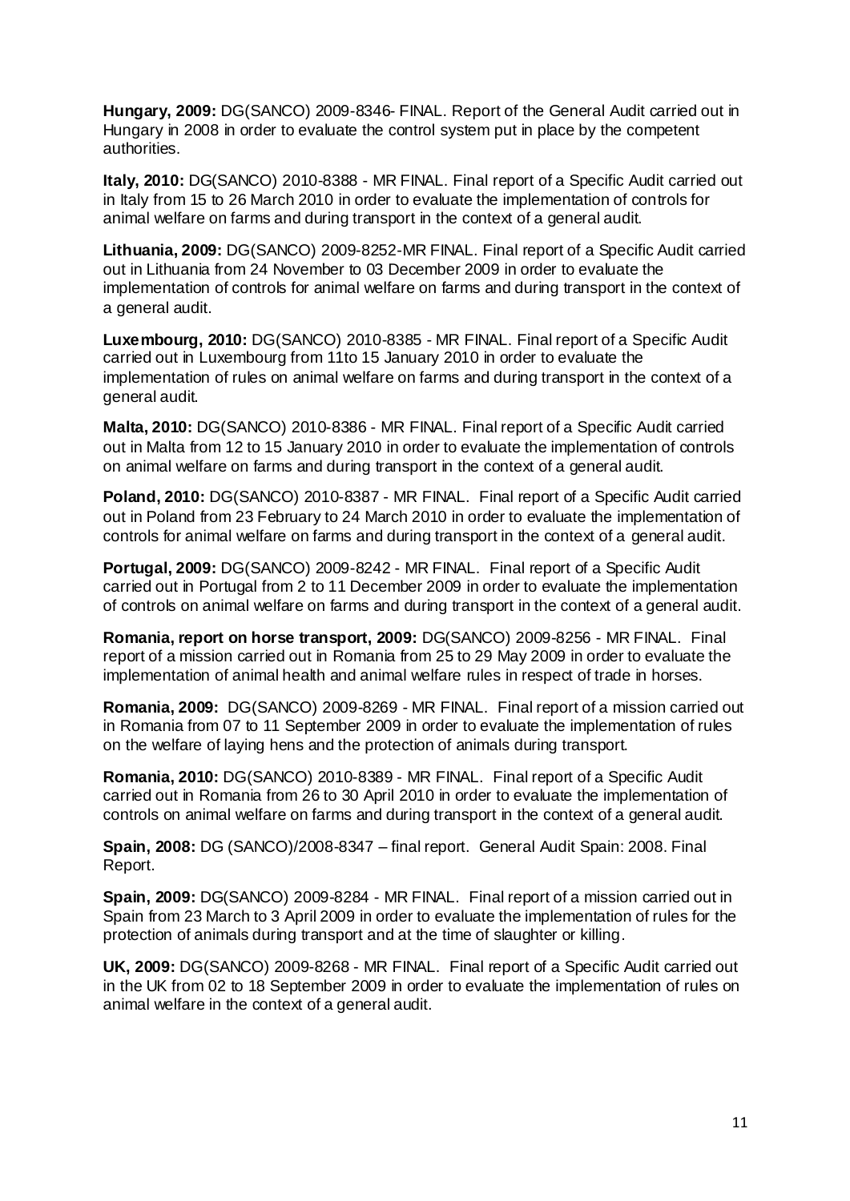**Hungary, 2009:** DG(SANCO) 2009-8346- FINAL. Report of the General Audit carried out in Hungary in 2008 in order to evaluate the control system put in place by the competent authorities.

**Italy, 2010:** DG(SANCO) 2010-8388 - MR FINAL. Final report of a Specific Audit carried out in Italy from 15 to 26 March 2010 in order to evaluate the implementation of controls for animal welfare on farms and during transport in the context of a general audit.

**Lithuania, 2009:** DG(SANCO) 2009-8252-MR FINAL. Final report of a Specific Audit carried out in Lithuania from 24 November to 03 December 2009 in order to evaluate the implementation of controls for animal welfare on farms and during transport in the context of a general audit.

**Luxembourg, 2010:** DG(SANCO) 2010-8385 - MR FINAL. Final report of a Specific Audit carried out in Luxembourg from 11to 15 January 2010 in order to evaluate the implementation of rules on animal welfare on farms and during transport in the context of a general audit.

**Malta, 2010:** DG(SANCO) 2010-8386 - MR FINAL. Final report of a Specific Audit carried out in Malta from 12 to 15 January 2010 in order to evaluate the implementation of controls on animal welfare on farms and during transport in the context of a general audit.

**Poland, 2010:** DG(SANCO) 2010-8387 - MR FINAL. Final report of a Specific Audit carried out in Poland from 23 February to 24 March 2010 in order to evaluate the implementation of controls for animal welfare on farms and during transport in the context of a general audit.

**Portugal, 2009:** DG(SANCO) 2009-8242 - MR FINAL. Final report of a Specific Audit carried out in Portugal from 2 to 11 December 2009 in order to evaluate the implementation of controls on animal welfare on farms and during transport in the context of a general audit.

**Romania, report on horse transport, 2009:** DG(SANCO) 2009-8256 - MR FINAL. Final report of a mission carried out in Romania from 25 to 29 May 2009 in order to evaluate the implementation of animal health and animal welfare rules in respect of trade in horses.

**Romania, 2009:** DG(SANCO) 2009-8269 - MR FINAL. Final report of a mission carried out in Romania from 07 to 11 September 2009 in order to evaluate the implementation of rules on the welfare of laying hens and the protection of animals during transport.

**Romania, 2010:** DG(SANCO) 2010-8389 - MR FINAL. Final report of a Specific Audit carried out in Romania from 26 to 30 April 2010 in order to evaluate the implementation of controls on animal welfare on farms and during transport in the context of a general audit.

**Spain, 2008:** DG (SANCO)/2008-8347 – final report. General Audit Spain: 2008. Final Report.

**Spain, 2009:** DG(SANCO) 2009-8284 - MR FINAL. Final report of a mission carried out in Spain from 23 March to 3 April 2009 in order to evaluate the implementation of rules for the protection of animals during transport and at the time of slaughter or killing.

**UK, 2009:** DG(SANCO) 2009-8268 - MR FINAL. Final report of a Specific Audit carried out in the UK from 02 to 18 September 2009 in order to evaluate the implementation of rules on animal welfare in the context of a general audit.